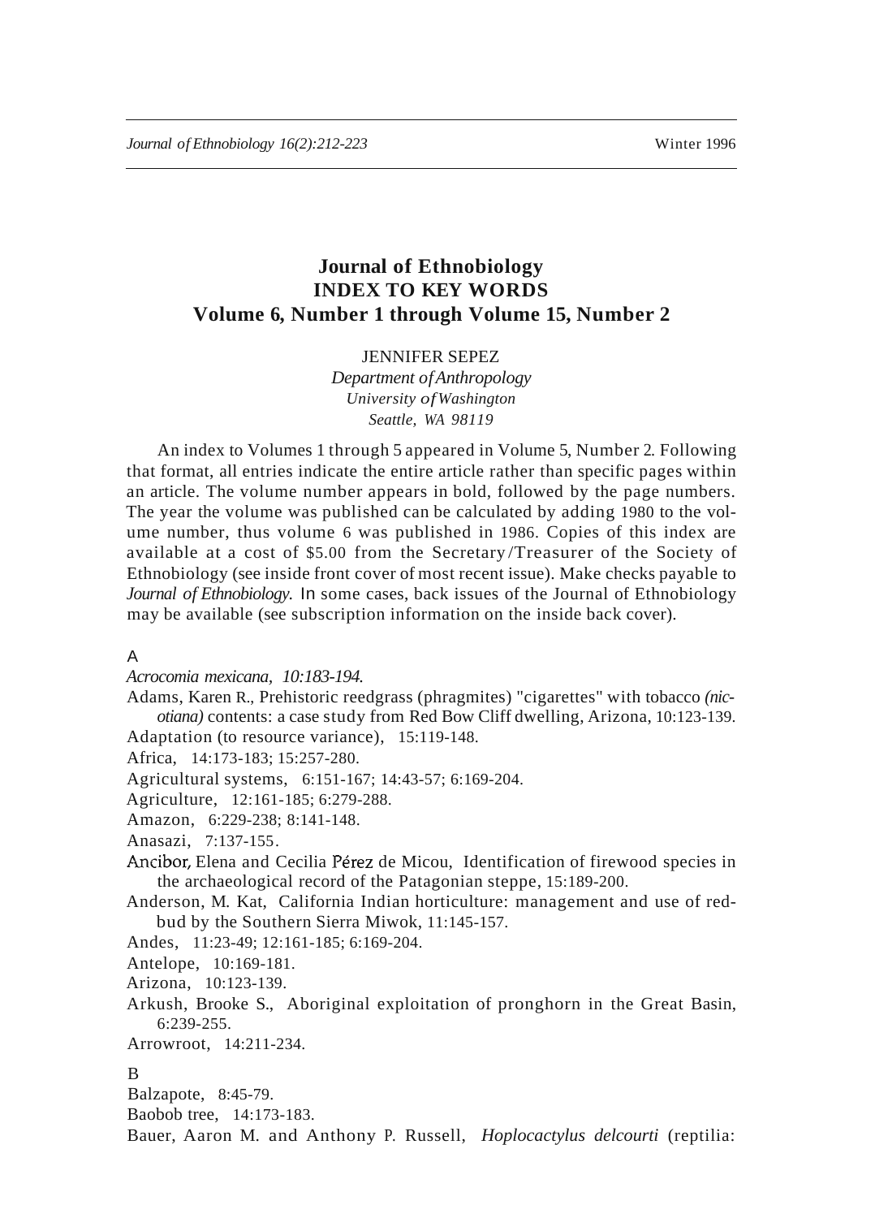# Journal of Ethnobiology
# INDEX TO KEY WORDS
# Volume 6, Number 1 through Volume 15, Number 2

JENNIFER SEPEZ
*Department of Anthropology*
*University of Washington*
*Seattle, WA 98119*

An index to Volumes 1 through 5 appeared in Volume 5, Number 2. Following that format, all entries indicate the entire article rather than specific pages within an article. The volume number appears in bold, followed by the page numbers. The year the volume was published can be calculated by adding 1980 to the volume number, thus volume 6 was published in 1986. Copies of this index are available at a cost of $5.00 from the Secretary/Treasurer of the Society of Ethnobiology (see inside front cover of most recent issue). Make checks payable to *Journal of Ethnobiology.* In some cases, back issues of the Journal of Ethnobiology may be available (see subscription information on the inside back cover).

A

*Acrocomia mexicana, 10:183-194.*

Adams, Karen R., Prehistoric reedgrass (phragmites) "cigarettes" with tobacco *(nicotiana)* contents: a case study from Red Bow Cliff dwelling, Arizona, 10:123-139.

Adaptation (to resource variance), 15:119-148.

Africa, 14:173-183; 15:257-280.

Agricultural systems, 6:151-167; 14:43-57; 6:169-204.

Agriculture, 12:161-185; 6:279-288.

Amazon, 6:229-238; 8:141-148.

Anasazi, 7:137-155.

Ancibor, Elena and Cecilia Pérez de Micou, Identification of firewood species in the archaeological record of the Patagonian steppe, 15:189-200.

Anderson, M. Kat, California Indian horticulture: management and use of redbud by the Southern Sierra Miwok, 11:145-157.

Andes, 11:23-49; 12:161-185; 6:169-204.

Antelope, 10:169-181.

Arizona, 10:123-139.

Arkush, Brooke S., Aboriginal exploitation of pronghorn in the Great Basin, 6:239-255.

Arrowroot, 14:211-234.

B

Balzapote, 8:45-79.

Baobob tree, 14:173-183.

Bauer, Aaron M. and Anthony P. Russell, *Hoplocactylus delcourti* (reptilia: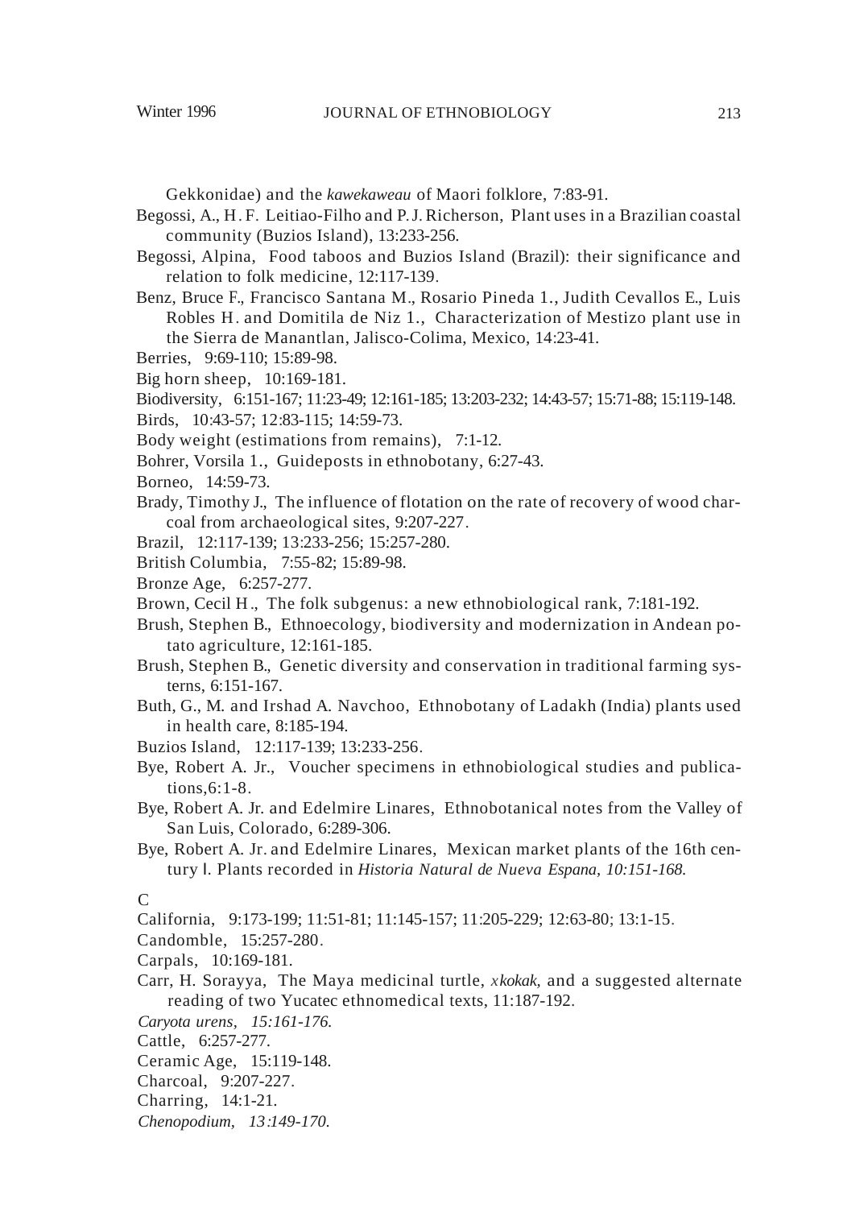Gekkonidae) and the *kawekaweau* of Maori folklore, 7:83-91.

Begossi, A., H. F. Leitiao-Filho and P. J. Richerson, Plant uses in a Brazilian coastal community (Buzios Island), 13:233-256.

Begossi, Alpina, Food taboos and Buzios Island (Brazil): their significance and relation to folk medicine, 12:117-139.

Benz, Bruce F., Francisco Santana M., Rosario Pineda 1., Judith Cevallos E., Luis Robles H. and Domitila de Niz 1., Characterization of Mestizo plant use in the Sierra de Manantlan, Jalisco-Colima, Mexico, 14:23-41.

Berries, 9:69-110; 15:89-98.

Big horn sheep, 10:169-181.

Biodiversity, 6:151-167; 11:23-49; 12:161-185; 13:203-232; 14:43-57; 15:71-88; 15:119-148.

Birds, 10:43-57; 12:83-115; 14:59-73.

Body weight (estimations from remains), 7:1-12.

Bohrer, Vorsila 1., Guideposts in ethnobotany, 6:27-43.

Borneo, 14:59-73.

Brady, Timothy J., The influence of flotation on the rate of recovery of wood charcoal from archaeological sites, 9:207-227.

Brazil, 12:117-139; 13:233-256; 15:257-280.

British Columbia, 7:55-82; 15:89-98.

Bronze Age, 6:257-277.

Brown, Cecil H., The folk subgenus: a new ethnobiological rank, 7:181-192.

Brush, Stephen B., Ethnoecology, biodiversity and modernization in Andean potato agriculture, 12:161-185.

Brush, Stephen B., Genetic diversity and conservation in traditional farming systerns, 6:151-167.

Buth, G., M. and Irshad A. Navchoo, Ethnobotany of Ladakh (India) plants used in health care, 8:185-194.

Buzios Island, 12:117-139; 13:233-256.

Bye, Robert A. Jr., Voucher specimens in ethnobiological studies and publications,6:1-8.

Bye, Robert A. Jr. and Edelmire Linares, Ethnobotanical notes from the Valley of San Luis, Colorado, 6:289-306.

Bye, Robert A. Jr. and Edelmire Linares, Mexican market plants of the 16th century I. Plants recorded in *Historia Natural de Nueva Espana, 10:151-168.*

C

California, 9:173-199; 11:51-81; 11:145-157; 11:205-229; 12:63-80; 13:1-15.

Candomble, 15:257-280.

Carpals, 10:169-181.

Carr, H. Sorayya, The Maya medicinal turtle, *xkokak*, and a suggested alternate reading of two Yucatec ethnomedical texts, 11:187-192.

*Caryota urens, 15:161-176.*

Cattle, 6:257-277.

Ceramic Age, 15:119-148.

Charcoal, 9:207-227.

Charring, 14:1-21.

*Chenopodium, 13:149-170.*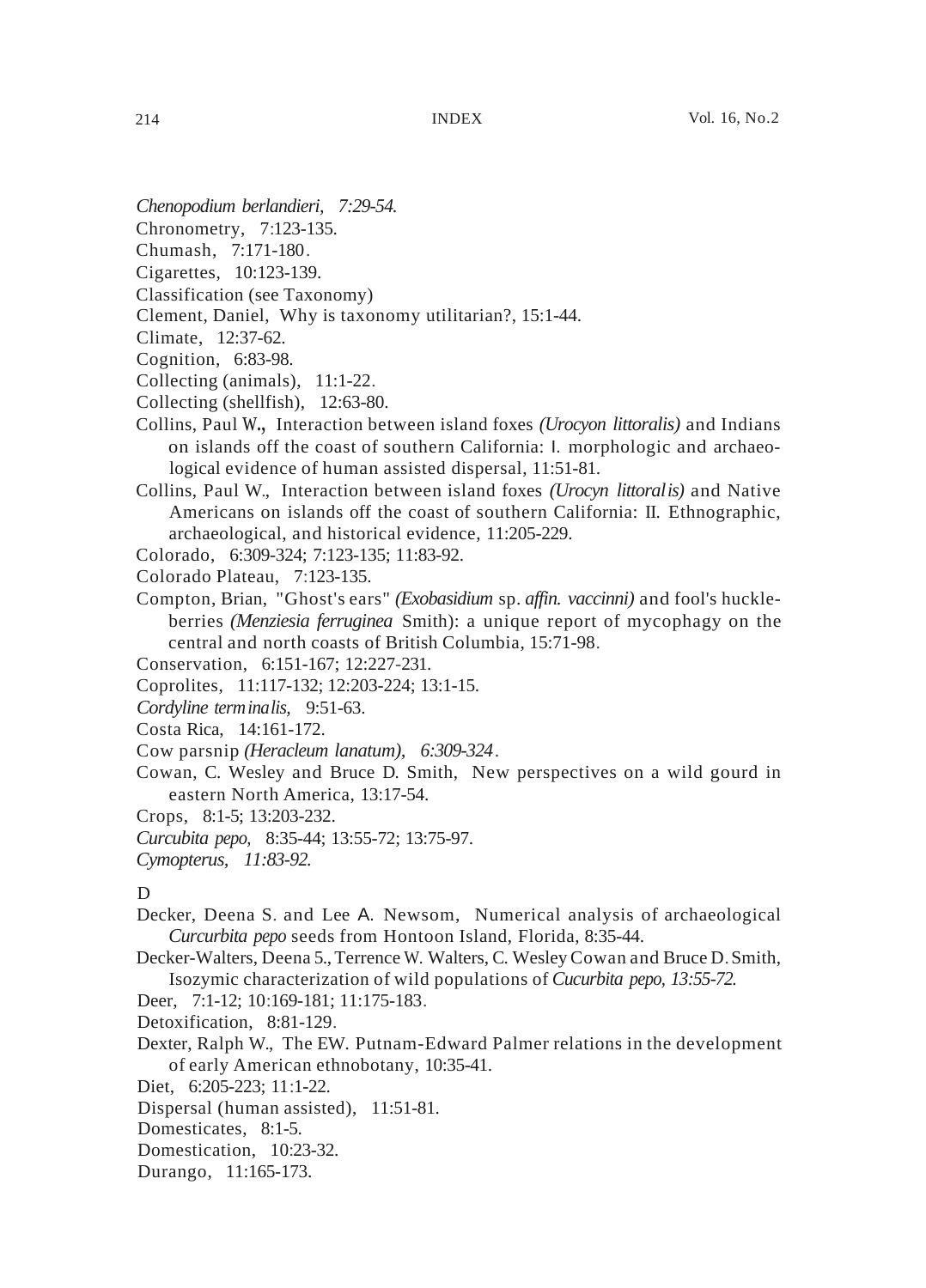*Chenopodium berlandieri, 7:29-54.*

Chronometry, 7:123-135.

Chumash, 7:171-180.

Cigarettes, 10:123-139.

Classification (see Taxonomy)

Clement, Daniel, Why is taxonomy utilitarian?, 15:1-44.

Climate, 12:37-62.

Cognition, 6:83-98.

Collecting (animals), 11:1-22.

Collecting (shellfish), 12:63-80.

Collins, Paul W., Interaction between island foxes *(Urocyon littoralis)* and Indians on islands off the coast of southern California: I. morphologic and archaeological evidence of human assisted dispersal, 11:51-81.

Collins, Paul W., Interaction between island foxes *(Urocyn littoralis)* and Native Americans on islands off the coast of southern California: II. Ethnographic, archaeological, and historical evidence, 11:205-229.

Colorado, 6:309-324; 7:123-135; 11:83-92.

Colorado Plateau, 7:123-135.

Compton, Brian, "Ghost's ears" *(Exobasidium* sp. *affin. vaccinni)* and fool's huckleberries *(Menziesia ferruginea* Smith): a unique report of mycophagy on the central and north coasts of British Columbia, 15:71-98.

Conservation, 6:151-167; 12:227-231.

Coprolites, 11:117-132; 12:203-224; 13:1-15.

*Cordyline terminalis,* 9:51-63.

Costa Rica, 14:161-172.

Cow parsnip *(Heracleum lanatum), 6:309-324*.

Cowan, C. Wesley and Bruce D. Smith, New perspectives on a wild gourd in eastern North America, 13:17-54.

Crops, 8:1-5; 13:203-232.

*Curcubita pepo,* 8:35-44; 13:55-72; 13:75-97.

*Cymopterus, 11:83-92.*

D

Decker, Deena S. and Lee A. Newsom, Numerical analysis of archaeological *Curcurbita pepo* seeds from Hontoon Island, Florida, 8:35-44.

Decker-Walters, Deena 5., Terrence W. Walters, C. Wesley Cowan and Bruce D. Smith, Isozymic characterization of wild populations of *Cucurbita pepo, 13:55-72.*

Deer, 7:1-12; 10:169-181; 11:175-183.

Detoxification, 8:81-129.

Dexter, Ralph W., The EW. Putnam-Edward Palmer relations in the development of early American ethnobotany, 10:35-41.

Diet, 6:205-223; 11:1-22.

Dispersal (human assisted), 11:51-81.

Domesticates, 8:1-5.

Domestication, 10:23-32.

Durango, 11:165-173.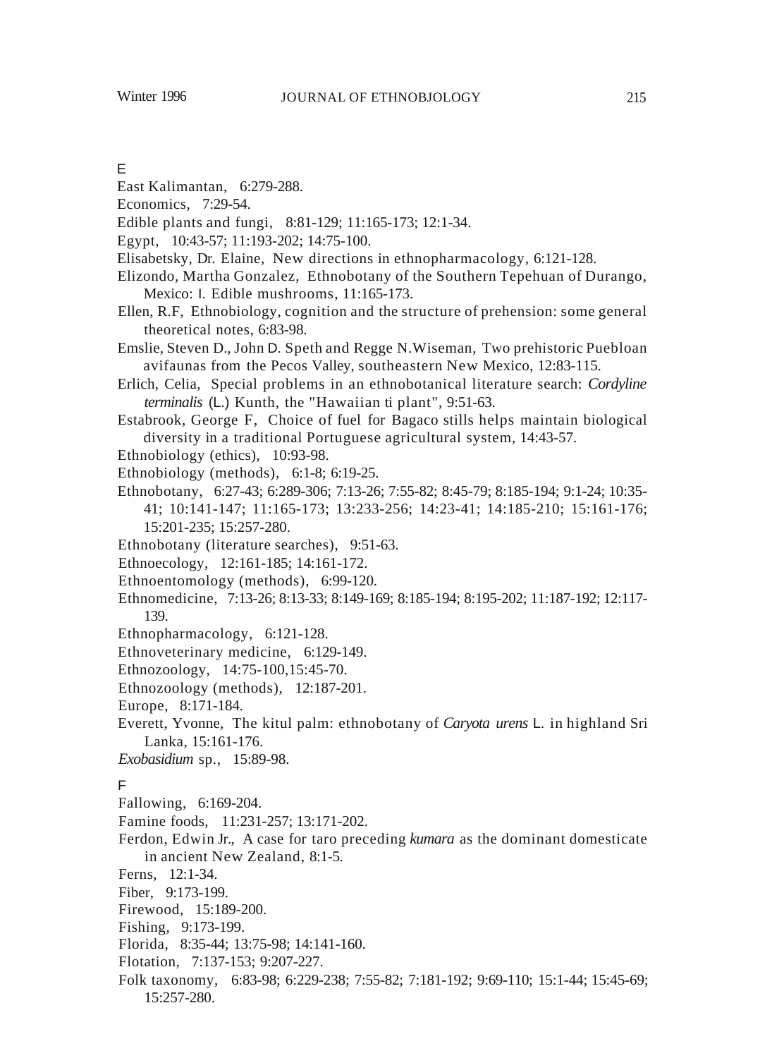## E

East Kalimantan, 6:279-288.

Economics, 7:29-54.

Edible plants and fungi, 8:81-129; 11:165-173; 12:1-34.

Egypt, 10:43-57; 11:193-202; 14:75-100.

Elisabetsky, Dr. Elaine, New directions in ethnopharmacology, 6:121-128.

Elizondo, Martha Gonzalez, Ethnobotany of the Southern Tepehuan of Durango, Mexico: I. Edible mushrooms, 11:165-173.

Ellen, R.F, Ethnobiology, cognition and the structure of prehension: some general theoretical notes, 6:83-98.

Emslie, Steven D., John D. Speth and Regge N.Wiseman, Two prehistoric Puebloan avifaunas from the Pecos Valley, southeastern New Mexico, 12:83-115.

Erlich, Celia, Special problems in an ethnobotanical literature search: *Cordyline terminalis* (L.) Kunth, the "Hawaiian ti plant", 9:51-63.

Estabrook, George F, Choice of fuel for Bagaco stills helps maintain biological diversity in a traditional Portuguese agricultural system, 14:43-57.

Ethnobiology (ethics), 10:93-98.

Ethnobiology (methods), 6:1-8; 6:19-25.

Ethnobotany, 6:27-43; 6:289-306; 7:13-26; 7:55-82; 8:45-79; 8:185-194; 9:1-24; 10:35-41; 10:141-147; 11:165-173; 13:233-256; 14:23-41; 14:185-210; 15:161-176; 15:201-235; 15:257-280.

Ethnobotany (literature searches), 9:51-63.

Ethnoecology, 12:161-185; 14:161-172.

Ethnoentomology (methods), 6:99-120.

Ethnomedicine, 7:13-26; 8:13-33; 8:149-169; 8:185-194; 8:195-202; 11:187-192; 12:117-139.

Ethnopharmacology, 6:121-128.

Ethnoveterinary medicine, 6:129-149.

Ethnozoology, 14:75-100,15:45-70.

Ethnozoology (methods), 12:187-201.

Europe, 8:171-184.

Everett, Yvonne, The kitul palm: ethnobotany of *Caryota urens* L. in highland Sri Lanka, 15:161-176.

*Exobasidium* sp., 15:89-98.

## F

Fallowing, 6:169-204.

Famine foods, 11:231-257; 13:171-202.

Ferdon, Edwin Jr., A case for taro preceding *kumara* as the dominant domesticate in ancient New Zealand, 8:1-5.

Ferns, 12:1-34.

Fiber, 9:173-199.

Firewood, 15:189-200.

Fishing, 9:173-199.

Florida, 8:35-44; 13:75-98; 14:141-160.

Flotation, 7:137-153; 9:207-227.

Folk taxonomy, 6:83-98; 6:229-238; 7:55-82; 7:181-192; 9:69-110; 15:1-44; 15:45-69; 15:257-280.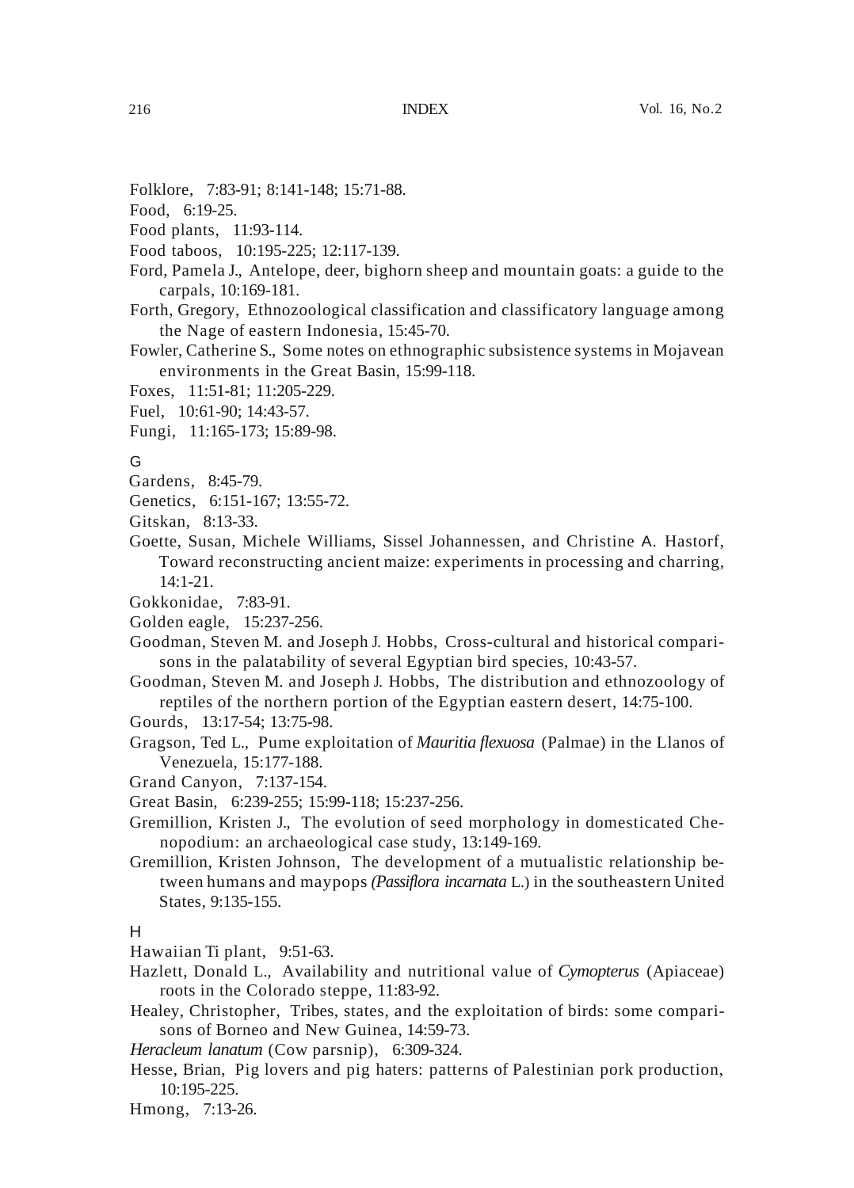Folklore, 7:83-91; 8:141-148; 15:71-88.

Food, 6:19-25.

Food plants, 11:93-114.

Food taboos, 10:195-225; 12:117-139.

Ford, Pamela J., Antelope, deer, bighorn sheep and mountain goats: a guide to the carpals, 10:169-181.

Forth, Gregory, Ethnozoological classification and classificatory language among the Nage of eastern Indonesia, 15:45-70.

Fowler, Catherine S., Some notes on ethnographic subsistence systems in Mojavean environments in the Great Basin, 15:99-118.

Foxes, 11:51-81; 11:205-229.

Fuel, 10:61-90; 14:43-57.

Fungi, 11:165-173; 15:89-98.

## G

Gardens, 8:45-79.

Genetics, 6:151-167; 13:55-72.

Gitskan, 8:13-33.

Goette, Susan, Michele Williams, Sissel Johannessen, and Christine A. Hastorf, Toward reconstructing ancient maize: experiments in processing and charring, 14:1-21.

Gokkonidae, 7:83-91.

Golden eagle, 15:237-256.

Goodman, Steven M. and Joseph J. Hobbs, Cross-cultural and historical comparisons in the palatability of several Egyptian bird species, 10:43-57.

Goodman, Steven M. and Joseph J. Hobbs, The distribution and ethnozoology of reptiles of the northern portion of the Egyptian eastern desert, 14:75-100.

Gourds, 13:17-54; 13:75-98.

Gragson, Ted L., Pume exploitation of *Mauritia flexuosa* (Palmae) in the Llanos of Venezuela, 15:177-188.

Grand Canyon, 7:137-154.

Great Basin, 6:239-255; 15:99-118; 15:237-256.

Gremillion, Kristen J., The evolution of seed morphology in domesticated Chenopodium: an archaeological case study, 13:149-169.

Gremillion, Kristen Johnson, The development of a mutualistic relationship between humans and maypops *(Passiflora incarnata* L.) in the southeastern United States, 9:135-155.

## H

Hawaiian Ti plant, 9:51-63.

Hazlett, Donald L., Availability and nutritional value of *Cymopterus* (Apiaceae) roots in the Colorado steppe, 11:83-92.

Healey, Christopher, Tribes, states, and the exploitation of birds: some comparisons of Borneo and New Guinea, 14:59-73.

*Heracleum lanatum* (Cow parsnip), 6:309-324.

Hesse, Brian, Pig lovers and pig haters: patterns of Palestinian pork production, 10:195-225.

Hmong, 7:13-26.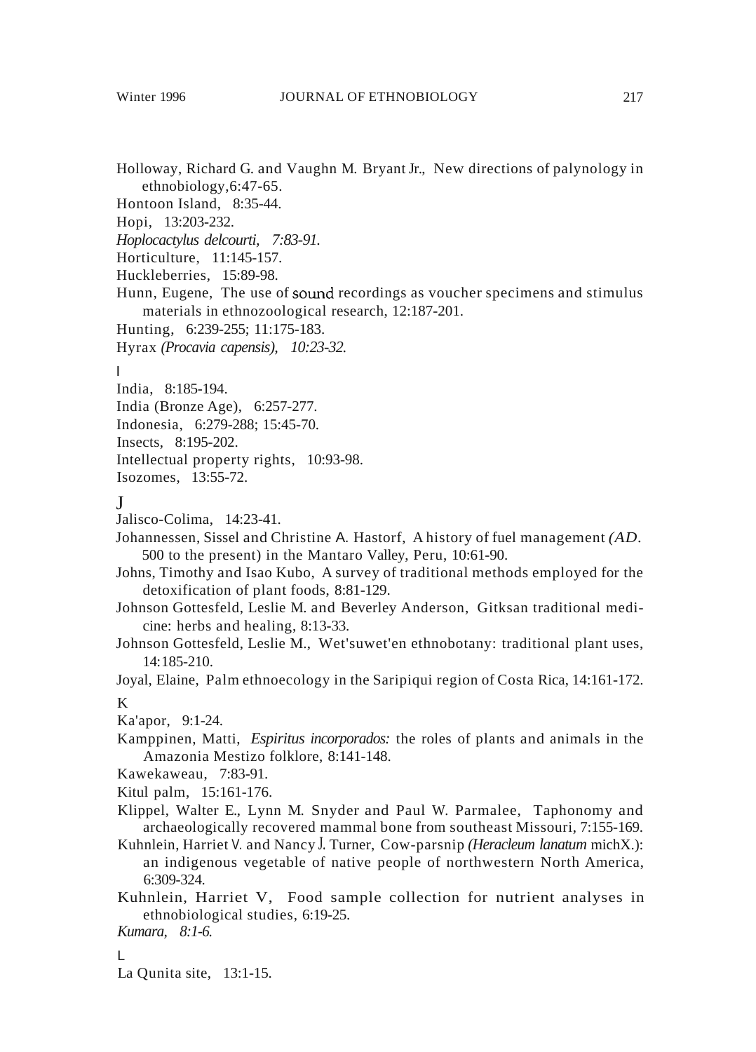Holloway, Richard G. and Vaughn M. Bryant Jr., New directions of palynology in ethnobiology,6:47-65.

Hontoon Island, 8:35-44.

Hopi, 13:203-232.

*Hoplocactylus delcourti, 7:83-91.*

Horticulture, 11:145-157.

Huckleberries, 15:89-98.

Hunn, Eugene, The use of sound recordings as voucher specimens and stimulus materials in ethnozoological research, 12:187-201.

Hunting, 6:239-255; 11:175-183.

Hyrax *(Procavia capensis), 10:23-32.*

## I

India, 8:185-194.

India (Bronze Age), 6:257-277.

Indonesia, 6:279-288; 15:45-70.

Insects, 8:195-202.

Intellectual property rights, 10:93-98.

Isozomes, 13:55-72.

## J

Jalisco-Colima, 14:23-41.

Johannessen, Sissel and Christine A. Hastorf, A history of fuel management *(AD.* 500 to the present) in the Mantaro Valley, Peru, 10:61-90.

Johns, Timothy and Isao Kubo, A survey of traditional methods employed for the detoxification of plant foods, 8:81-129.

Johnson Gottesfeld, Leslie M. and Beverley Anderson, Gitksan traditional medicine: herbs and healing, 8:13-33.

Johnson Gottesfeld, Leslie M., Wet'suwet'en ethnobotany: traditional plant uses, 14:185-210.

Joyal, Elaine, Palm ethnoecology in the Saripiqui region of Costa Rica, 14:161-172.

## K

Ka'apor, 9:1-24.

Kamppinen, Matti, *Espiritus incorporados:* the roles of plants and animals in the Amazonia Mestizo folklore, 8:141-148.

Kawekaweau, 7:83-91.

Kitul palm, 15:161-176.

Klippel, Walter E., Lynn M. Snyder and Paul W. Parmalee, Taphonomy and archaeologically recovered mammal bone from southeast Missouri, 7:155-169.

Kuhnlein, Harriet V. and Nancy J. Turner, Cow-parsnip *(Heracleum lanatum* michX.): an indigenous vegetable of native people of northwestern North America, 6:309-324.

Kuhnlein, Harriet V, Food sample collection for nutrient analyses in ethnobiological studies, 6:19-25.

*Kumara, 8:1-6.*

## L

La Qunita site, 13:1-15.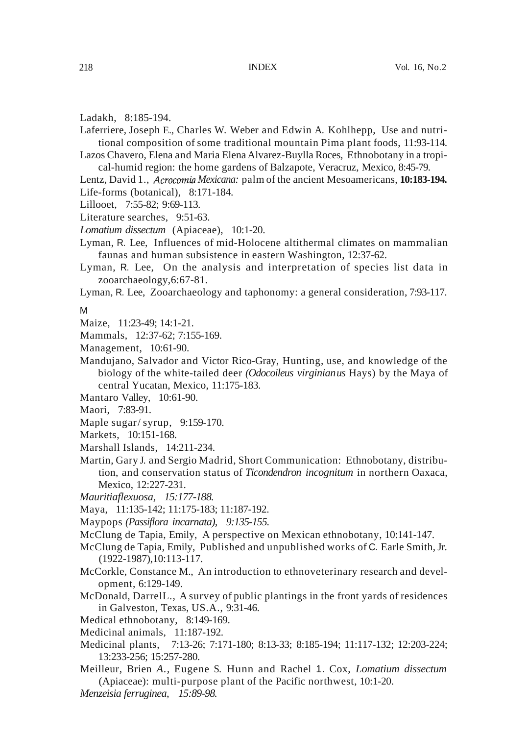Ladakh, 8:185-194.

Laferriere, Joseph E., Charles W. Weber and Edwin A. Kohlhepp, Use and nutritional composition of some traditional mountain Pima plant foods, 11:93-114.

Lazos Chavero, Elena and Maria Elena Alvarez-Buylla Roces, Ethnobotany in a tropical-humid region: the home gardens of Balzapote, Veracruz, Mexico, 8:45-79.

Lentz, David 1., *Acrocomia Mexicana:* palm of the ancient Mesoamericans, **10:183-194.**

Life-forms (botanical), 8:171-184.

Lillooet, 7:55-82; 9:69-113.

Literature searches, 9:51-63.

*Lomatium dissectum* (Apiaceae), 10:1-20.

Lyman, R. Lee, Influences of mid-Holocene altithermal climates on mammalian faunas and human subsistence in eastern Washington, 12:37-62.

Lyman, R. Lee, On the analysis and interpretation of species list data in zooarchaeology,6:67-81.

Lyman, R. Lee, Zooarchaeology and taphonomy: a general consideration, 7:93-117.

M

Maize, 11:23-49; 14:1-21.

Mammals, 12:37-62; 7:155-169.

Management, 10:61-90.

Mandujano, Salvador and Victor Rico-Gray, Hunting, use, and knowledge of the biology of the white-tailed deer *(Odocoileus virginianus* Hays) by the Maya of central Yucatan, Mexico, 11:175-183.

Mantaro Valley, 10:61-90.

Maori, 7:83-91.

Maple sugar/ syrup, 9:159-170.

Markets, 10:151-168.

Marshall Islands, 14:211-234.

Martin, Gary J. and Sergio Madrid, Short Communication: Ethnobotany, distribution, and conservation status of *Ticondendron incognitum* in northern Oaxaca, Mexico, 12:227-231.

*Mauritiaflexuosa, 15:177-188.*

Maya, 11:135-142; 11:175-183; 11:187-192.

Maypops *(Passiflora incarnata), 9:135-155.*

McClung de Tapia, Emily, A perspective on Mexican ethnobotany, 10:141-147.

McClung de Tapia, Emily, Published and unpublished works of C. Earle Smith, Jr. (1922-1987),10:113-117.

McCorkle, Constance M., An introduction to ethnoveterinary research and development, 6:129-149.

McDonald, DarrelL., A survey of public plantings in the front yards of residences in Galveston, Texas, US.A., 9:31-46.

Medical ethnobotany, 8:149-169.

Medicinal animals, 11:187-192.

Medicinal plants, 7:13-26; 7:171-180; 8:13-33; 8:185-194; 11:117-132; 12:203-224; 13:233-256; 15:257-280.

Meilleur, Brien A., Eugene S. Hunn and Rachel 1. Cox, *Lomatium dissectum* (Apiaceae): multi-purpose plant of the Pacific northwest, 10:1-20.

*Menzeisia ferruginea, 15:89-98.*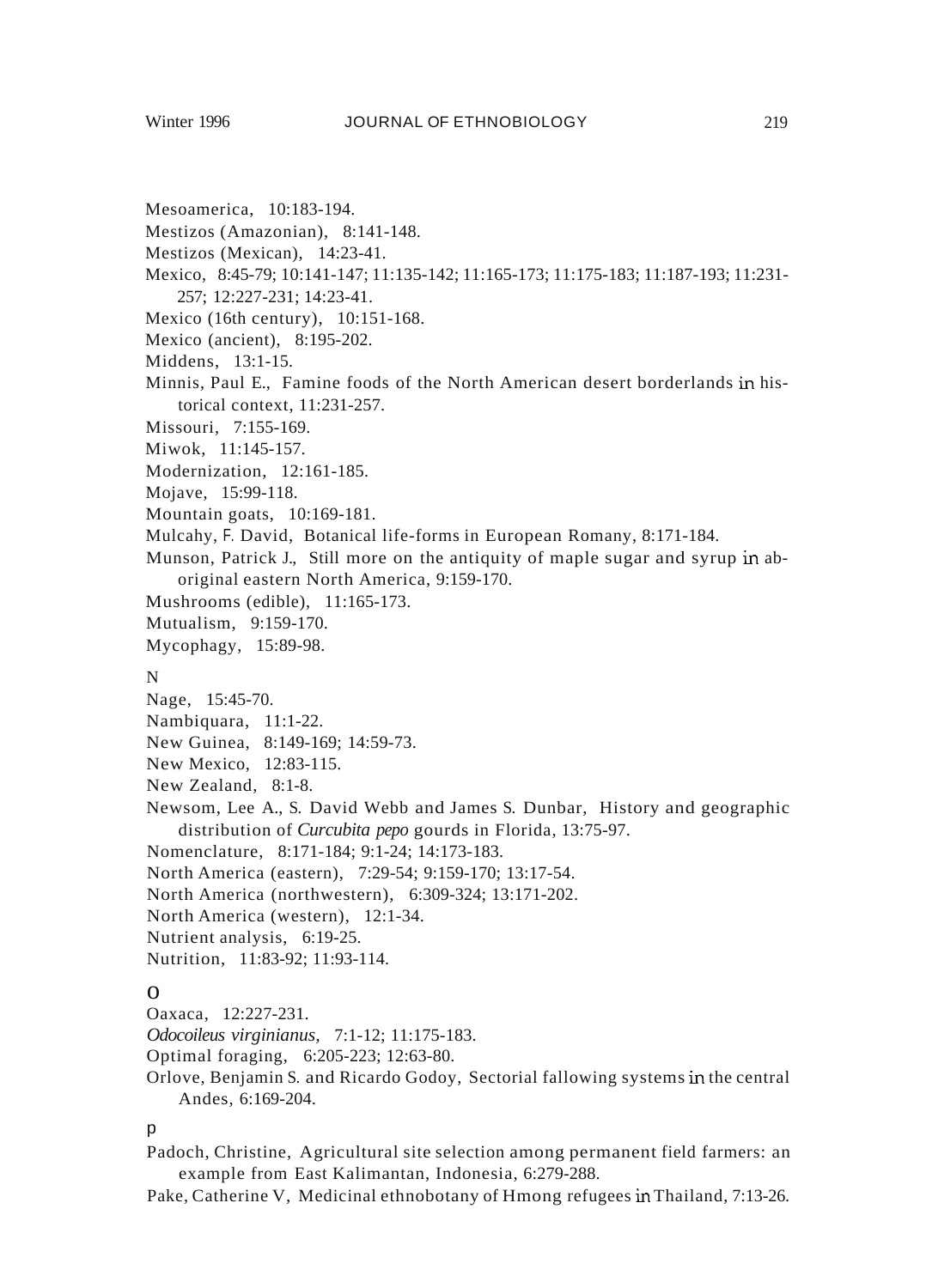Mesoamerica, 10:183-194.

Mestizos (Amazonian), 8:141-148.

Mestizos (Mexican), 14:23-41.

Mexico, 8:45-79; 10:141-147; 11:135-142; 11:165-173; 11:175-183; 11:187-193; 11:231-257; 12:227-231; 14:23-41.

Mexico (16th century), 10:151-168.

Mexico (ancient), 8:195-202.

Middens, 13:1-15.

Minnis, Paul E., Famine foods of the North American desert borderlands in historical context, 11:231-257.

Missouri, 7:155-169.

Miwok, 11:145-157.

Modernization, 12:161-185.

Mojave, 15:99-118.

Mountain goats, 10:169-181.

Mulcahy, F. David, Botanical life-forms in European Romany, 8:171-184.

Munson, Patrick J., Still more on the antiquity of maple sugar and syrup in aboriginal eastern North America, 9:159-170.

Mushrooms (edible), 11:165-173.

Mutualism, 9:159-170.

Mycophagy, 15:89-98.

N

Nage, 15:45-70.

Nambiquara, 11:1-22.

New Guinea, 8:149-169; 14:59-73.

New Mexico, 12:83-115.

New Zealand, 8:1-8.

Newsom, Lee A., S. David Webb and James S. Dunbar, History and geographic distribution of *Curcubita pepo* gourds in Florida, 13:75-97.

Nomenclature, 8:171-184; 9:1-24; 14:173-183.

North America (eastern), 7:29-54; 9:159-170; 13:17-54.

North America (northwestern), 6:309-324; 13:171-202.

North America (western), 12:1-34.

Nutrient analysis, 6:19-25.

Nutrition, 11:83-92; 11:93-114.

O

Oaxaca, 12:227-231.

*Odocoileus virginianus*, 7:1-12; 11:175-183.

Optimal foraging, 6:205-223; 12:63-80.

Orlove, Benjamin S. and Ricardo Godoy, Sectorial fallowing systems in the central Andes, 6:169-204.

P

Padoch, Christine, Agricultural site selection among permanent field farmers: an example from East Kalimantan, Indonesia, 6:279-288.

Pake, Catherine V, Medicinal ethnobotany of Hmong refugees in Thailand, 7:13-26.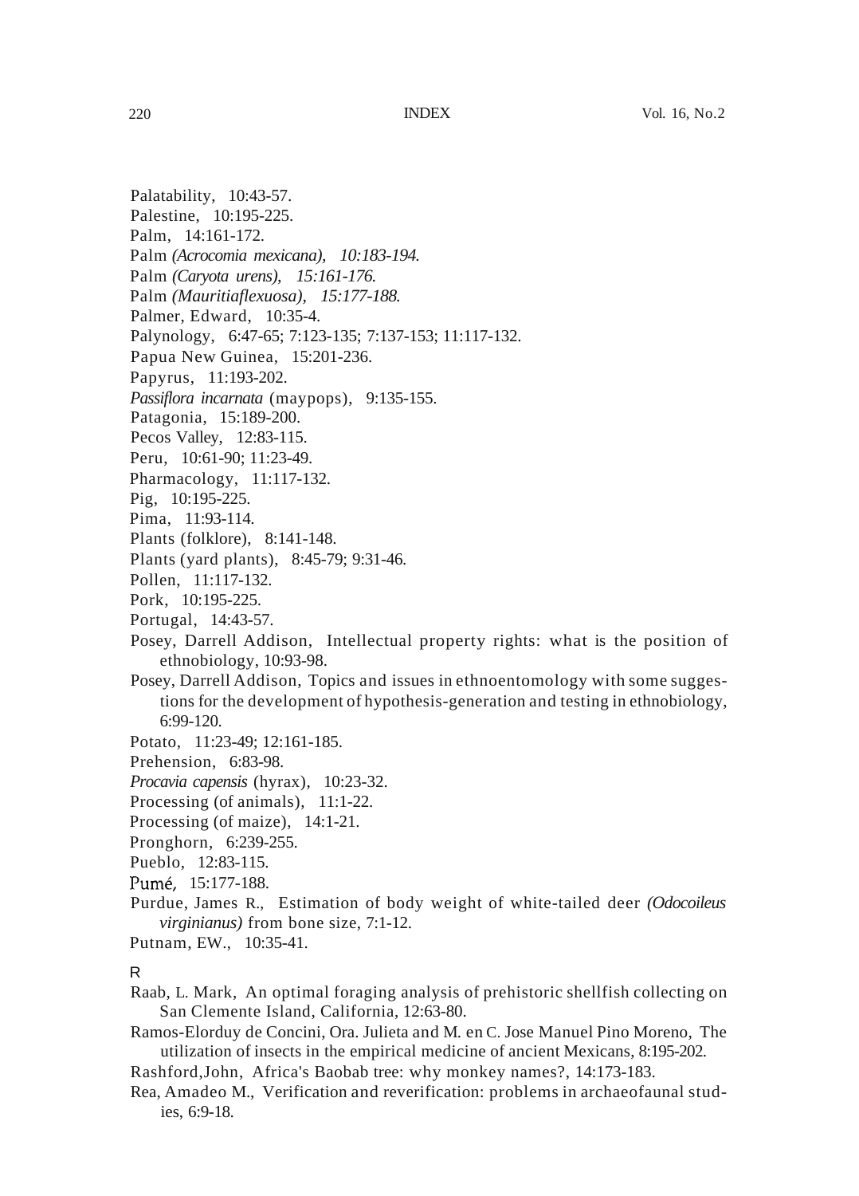Palatability, 10:43-57.

Palestine, 10:195-225.

Palm, 14:161-172.

Palm *(Acrocomia mexicana), 10:183-194.*

Palm *(Caryota urens), 15:161-176.*

Palm *(Mauritiaflexuosa), 15:177-188.*

Palmer, Edward, 10:35-4.

Palynology, 6:47-65; 7:123-135; 7:137-153; 11:117-132.

Papua New Guinea, 15:201-236.

Papyrus, 11:193-202.

*Passiflora incarnata* (maypops), 9:135-155.

Patagonia, 15:189-200.

Pecos Valley, 12:83-115.

Peru, 10:61-90; 11:23-49.

Pharmacology, 11:117-132.

Pig, 10:195-225.

Pima, 11:93-114.

Plants (folklore), 8:141-148.

Plants (yard plants), 8:45-79; 9:31-46.

Pollen, 11:117-132.

Pork, 10:195-225.

Portugal, 14:43-57.

Posey, Darrell Addison, Intellectual property rights: what is the position of ethnobiology, 10:93-98.

Posey, Darrell Addison, Topics and issues in ethnoentomology with some suggestions for the development of hypothesis-generation and testing in ethnobiology, 6:99-120.

Potato, 11:23-49; 12:161-185.

Prehension, 6:83-98.

*Procavia capensis* (hyrax), 10:23-32.

Processing (of animals), 11:1-22.

Processing (of maize), 14:1-21.

Pronghorn, 6:239-255.

Pueblo, 12:83-115.

Pumé, 15:177-188.

Purdue, James R., Estimation of body weight of white-tailed deer *(Odocoileus virginianus)* from bone size, 7:1-12.

Putnam, EW., 10:35-41.

## R

Raab, L. Mark, An optimal foraging analysis of prehistoric shellfish collecting on San Clemente Island, California, 12:63-80.

Ramos-Elorduy de Concini, Ora. Julieta and M. en C. Jose Manuel Pino Moreno, The utilization of insects in the empirical medicine of ancient Mexicans, 8:195-202.

Rashford,John, Africa's Baobab tree: why monkey names?, 14:173-183.

Rea, Amadeo M., Verification and reverification: problems in archaeofaunal studies, 6:9-18.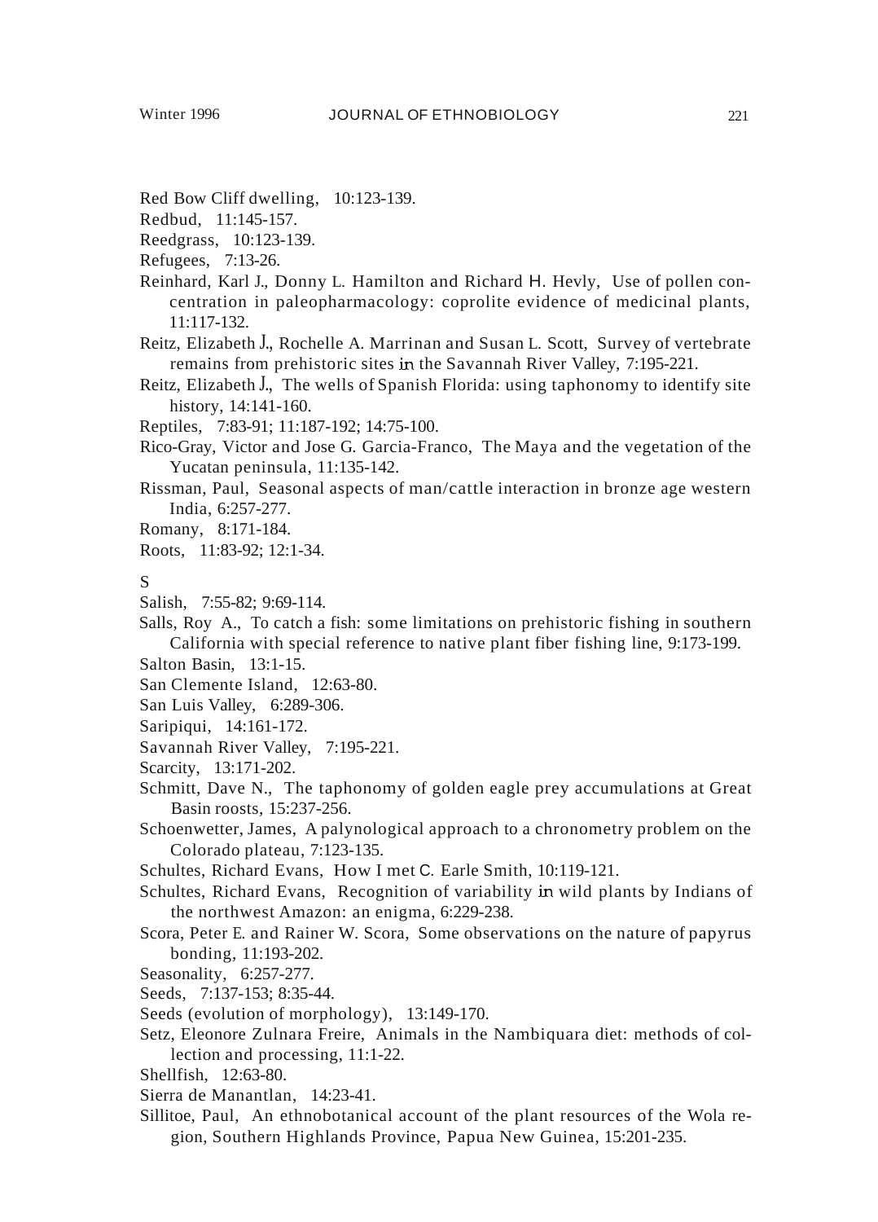Red Bow Cliff dwelling, 10:123-139.

Redbud, 11:145-157.

Reedgrass, 10:123-139.

Refugees, 7:13-26.

Reinhard, Karl J., Donny L. Hamilton and Richard H. Hevly, Use of pollen concentration in paleopharmacology: coprolite evidence of medicinal plants, 11:117-132.

Reitz, Elizabeth J., Rochelle A. Marrinan and Susan L. Scott, Survey of vertebrate remains from prehistoric sites in the Savannah River Valley, 7:195-221.

Reitz, Elizabeth J., The wells of Spanish Florida: using taphonomy to identify site history, 14:141-160.

Reptiles, 7:83-91; 11:187-192; 14:75-100.

Rico-Gray, Victor and Jose G. Garcia-Franco, The Maya and the vegetation of the Yucatan peninsula, 11:135-142.

Rissman, Paul, Seasonal aspects of man/cattle interaction in bronze age western India, 6:257-277.

Romany, 8:171-184.

Roots, 11:83-92; 12:1-34.

S

Salish, 7:55-82; 9:69-114.

Salls, Roy A., To catch a fish: some limitations on prehistoric fishing in southern California with special reference to native plant fiber fishing line, 9:173-199.

Salton Basin, 13:1-15.

San Clemente Island, 12:63-80.

San Luis Valley, 6:289-306.

Saripiqui, 14:161-172.

Savannah River Valley, 7:195-221.

Scarcity, 13:171-202.

Schmitt, Dave N., The taphonomy of golden eagle prey accumulations at Great Basin roosts, 15:237-256.

Schoenwetter, James, A palynological approach to a chronometry problem on the Colorado plateau, 7:123-135.

Schultes, Richard Evans, How I met C. Earle Smith, 10:119-121.

Schultes, Richard Evans, Recognition of variability in wild plants by Indians of the northwest Amazon: an enigma, 6:229-238.

Scora, Peter E. and Rainer W. Scora, Some observations on the nature of papyrus bonding, 11:193-202.

Seasonality, 6:257-277.

Seeds, 7:137-153; 8:35-44.

Seeds (evolution of morphology), 13:149-170.

Setz, Eleonore Zulnara Freire, Animals in the Nambiquara diet: methods of collection and processing, 11:1-22.

Shellfish, 12:63-80.

Sierra de Manantlan, 14:23-41.

Sillitoe, Paul, An ethnobotanical account of the plant resources of the Wola region, Southern Highlands Province, Papua New Guinea, 15:201-235.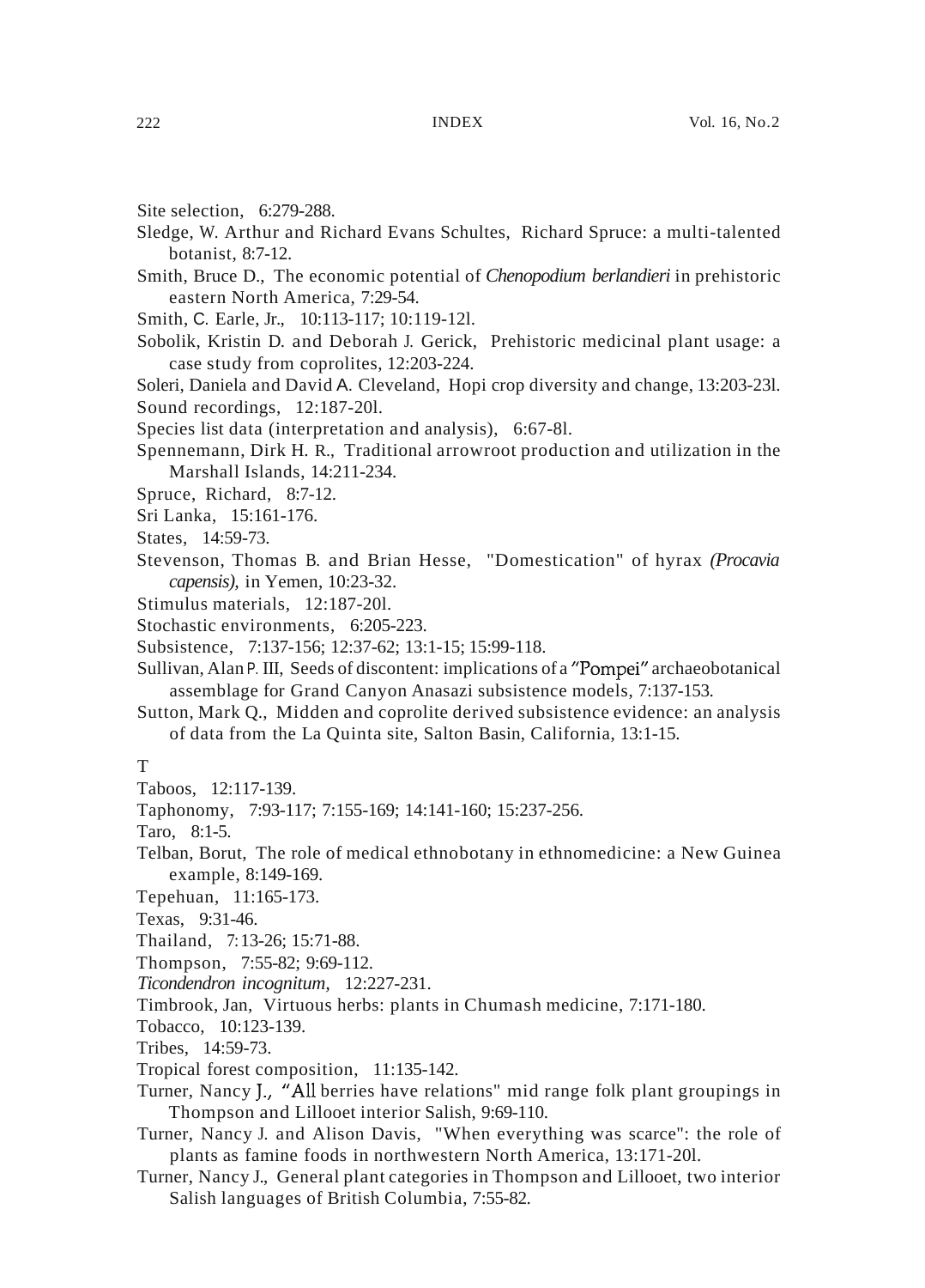Site selection, 6:279-288.

Sledge, W. Arthur and Richard Evans Schultes, Richard Spruce: a multi-talented botanist, 8:7-12.

Smith, Bruce D., The economic potential of *Chenopodium berlandieri* in prehistoric eastern North America, 7:29-54.

Smith, C. Earle, Jr., 10:113-117; 10:119-12l.

Sobolik, Kristin D. and Deborah J. Gerick, Prehistoric medicinal plant usage: a case study from coprolites, 12:203-224.

Soleri, Daniela and David A. Cleveland, Hopi crop diversity and change, 13:203-23l.

Sound recordings, 12:187-20l.

Species list data (interpretation and analysis), 6:67-8l.

Spennemann, Dirk H. R., Traditional arrowroot production and utilization in the Marshall Islands, 14:211-234.

Spruce, Richard, 8:7-12.

Sri Lanka, 15:161-176.

States, 14:59-73.

Stevenson, Thomas B. and Brian Hesse, "Domestication" of hyrax *(Procavia capensis)*, in Yemen, 10:23-32.

Stimulus materials, 12:187-20l.

Stochastic environments, 6:205-223.

Subsistence, 7:137-156; 12:37-62; 13:1-15; 15:99-118.

Sullivan, Alan P. III, Seeds of discontent: implications of a "Pompei" archaeobotanical assemblage for Grand Canyon Anasazi subsistence models, 7:137-153.

Sutton, Mark Q., Midden and coprolite derived subsistence evidence: an analysis of data from the La Quinta site, Salton Basin, California, 13:1-15.

T

Taboos, 12:117-139.

Taphonomy, 7:93-117; 7:155-169; 14:141-160; 15:237-256.

Taro, 8:1-5.

Telban, Borut, The role of medical ethnobotany in ethnomedicine: a New Guinea example, 8:149-169.

Tepehuan, 11:165-173.

Texas, 9:31-46.

Thailand, 7:13-26; 15:71-88.

Thompson, 7:55-82; 9:69-112.

*Ticondendron incognitum,* 12:227-231.

Timbrook, Jan, Virtuous herbs: plants in Chumash medicine, 7:171-180.

Tobacco, 10:123-139.

Tribes, 14:59-73.

Tropical forest composition, 11:135-142.

Turner, Nancy J., "All berries have relations" mid range folk plant groupings in Thompson and Lillooet interior Salish, 9:69-110.

Turner, Nancy J. and Alison Davis, "When everything was scarce": the role of plants as famine foods in northwestern North America, 13:171-20l.

Turner, Nancy J., General plant categories in Thompson and Lillooet, two interior Salish languages of British Columbia, 7:55-82.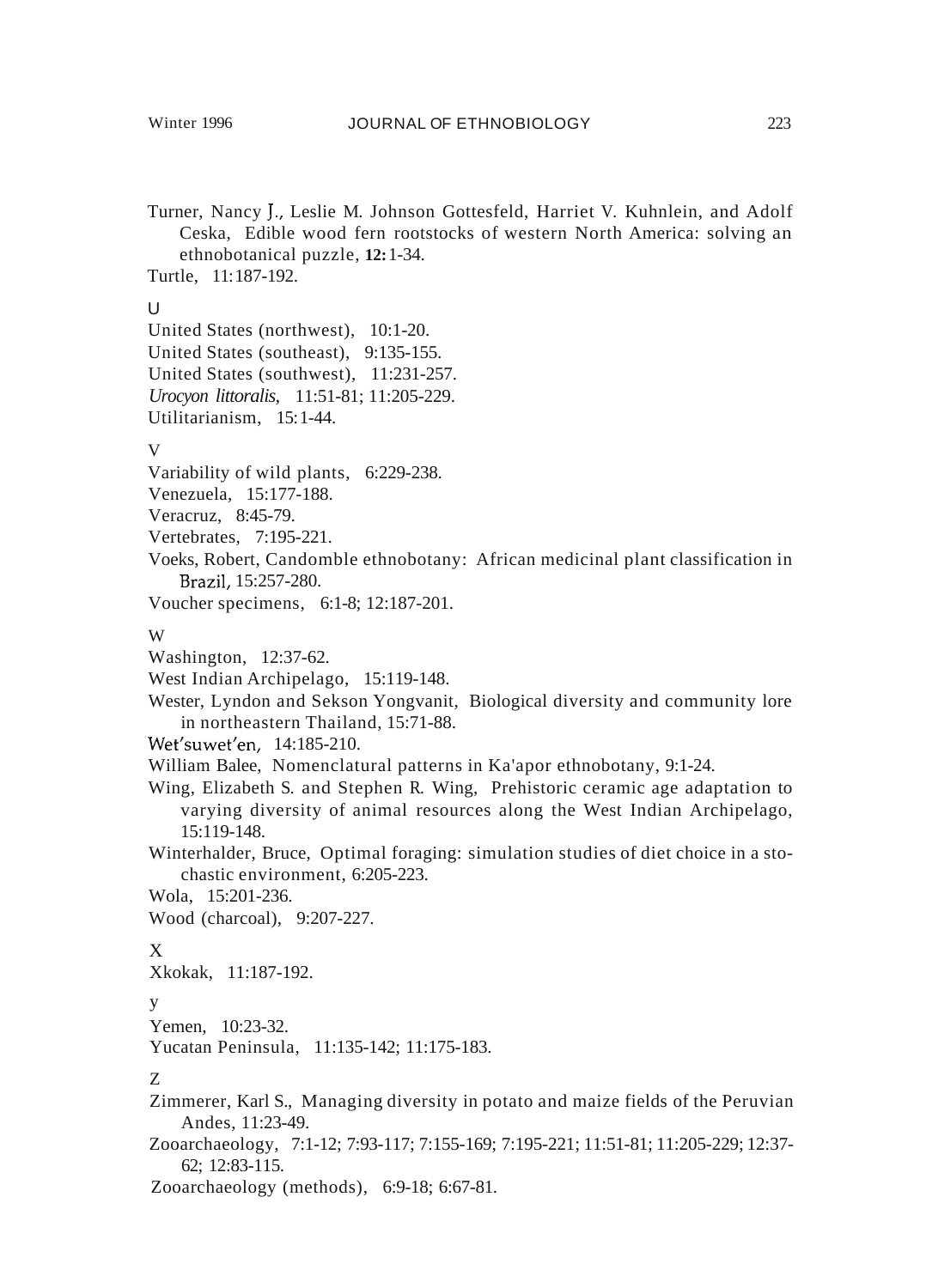Turner, Nancy J., Leslie M. Johnson Gottesfeld, Harriet V. Kuhnlein, and Adolf Ceska, Edible wood fern rootstocks of western North America: solving an ethnobotanical puzzle, **12:**1-34.

Turtle, 11:187-192.

U

United States (northwest), 10:1-20.

United States (southeast), 9:135-155.

United States (southwest), 11:231-257.

*Urocyon littoralis*, 11:51-81; 11:205-229.

Utilitarianism, 15:1-44.

V

Variability of wild plants, 6:229-238.

Venezuela, 15:177-188.

Veracruz, 8:45-79.

Vertebrates, 7:195-221.

Voeks, Robert, Candomble ethnobotany: African medicinal plant classification in Brazil, 15:257-280.

Voucher specimens, 6:1-8; 12:187-201.

W

Washington, 12:37-62.

West Indian Archipelago, 15:119-148.

Wester, Lyndon and Sekson Yongvanit, Biological diversity and community lore in northeastern Thailand, 15:71-88.

Wet'suwet'en, 14:185-210.

William Balee, Nomenclatural patterns in Ka'apor ethnobotany, 9:1-24.

Wing, Elizabeth S. and Stephen R. Wing, Prehistoric ceramic age adaptation to varying diversity of animal resources along the West Indian Archipelago, 15:119-148.

Winterhalder, Bruce, Optimal foraging: simulation studies of diet choice in a stochastic environment, 6:205-223.

Wola, 15:201-236.

Wood (charcoal), 9:207-227.

X

Xkokak, 11:187-192.

y

Yemen, 10:23-32.

Yucatan Peninsula, 11:135-142; 11:175-183.

Z

Zimmerer, Karl S., Managing diversity in potato and maize fields of the Peruvian Andes, 11:23-49.

Zooarchaeology, 7:1-12; 7:93-117; 7:155-169; 7:195-221; 11:51-81; 11:205-229; 12:37-62; 12:83-115.

Zooarchaeology (methods), 6:9-18; 6:67-81.